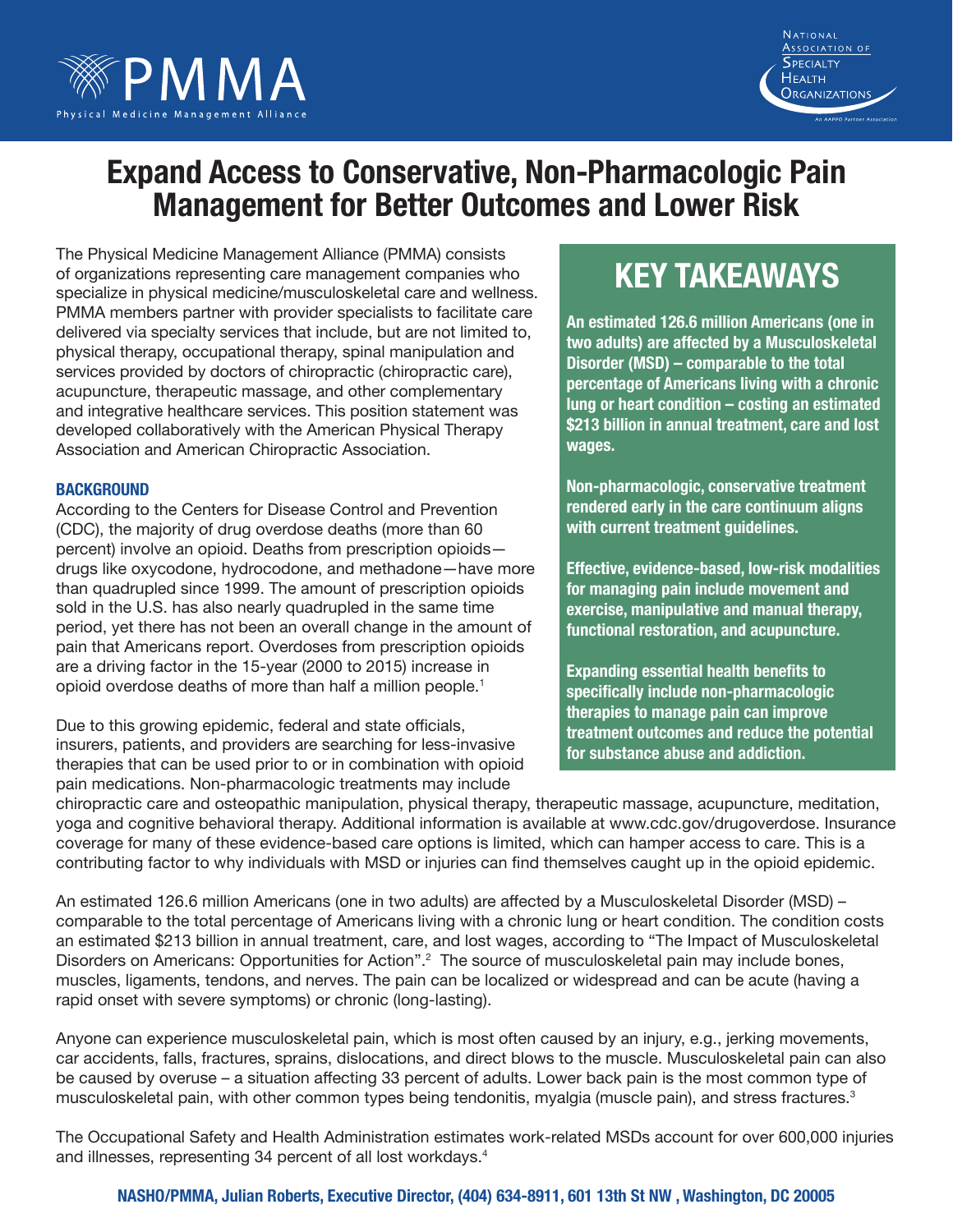PMMA

Physical Medicine Management Alliance

National Association of Specialty Health Organizations

An AAPPO Partner Association

# Expand Access to Conservative, Non-Pharmacologic Pain Management for Better Outcomes and Lower Risk

The Physical Medicine Management Alliance (PMMA) consists of organizations representing care management companies who specialize in physical medicine/musculoskeletal care and wellness. PMMA members partner with provider specialists to facilitate care delivered via specialty services that include, but are not limited to, physical therapy, occupational therapy, spinal manipulation and services provided by doctors of chiropractic (chiropractic care), acupuncture, therapeutic massage, and other complementary and integrative healthcare services. This position statement was developed collaboratively with the American Physical Therapy Association and American Chiropractic Association.

## KEY TAKEAWAYS

**An estimated 126.6 million Americans (one in two adults) are affected by a Musculoskeletal Disorder (MSD) – comparable to the total percentage of Americans living with a chronic lung or heart condition – costing an estimated $213 billion in annual treatment, care and lost wages.**

**Non-pharmacologic, conservative treatment rendered early in the care continuum aligns with current treatment guidelines.**

**Effective, evidence-based, low-risk modalities for managing pain include movement and exercise, manipulative and manual therapy, functional restoration, and acupuncture.**

**Expanding essential health benefits to specifically include non-pharmacologic therapies to manage pain can improve treatment outcomes and reduce the potential for substance abuse and addiction.**

### BACKGROUND

According to the Centers for Disease Control and Prevention (CDC), the majority of drug overdose deaths (more than 60 percent) involve an opioid. Deaths from prescription opioids—drugs like oxycodone, hydrocodone, and methadone—have more than quadrupled since 1999. The amount of prescription opioids sold in the U.S. has also nearly quadrupled in the same time period, yet there has not been an overall change in the amount of pain that Americans report. Overdoses from prescription opioids are a driving factor in the 15-year (2000 to 2015) increase in opioid overdose deaths of more than half a million people.[1]

Due to this growing epidemic, federal and state officials, insurers, patients, and providers are searching for less-invasive therapies that can be used prior to or in combination with opioid pain medications. Non-pharmacologic treatments may include chiropractic care and osteopathic manipulation, physical therapy, therapeutic massage, acupuncture, meditation, yoga and cognitive behavioral therapy. Additional information is available at www.cdc.gov/drugoverdose. Insurance coverage for many of these evidence-based care options is limited, which can hamper access to care. This is a contributing factor to why individuals with MSD or injuries can find themselves caught up in the opioid epidemic.

An estimated 126.6 million Americans (one in two adults) are affected by a Musculoskeletal Disorder (MSD) – comparable to the total percentage of Americans living with a chronic lung or heart condition. The condition costs an estimated $213 billion in annual treatment, care, and lost wages, according to "The Impact of Musculoskeletal Disorders on Americans: Opportunities for Action".[2] The source of musculoskeletal pain may include bones, muscles, ligaments, tendons, and nerves. The pain can be localized or widespread and can be acute (having a rapid onset with severe symptoms) or chronic (long-lasting).

Anyone can experience musculoskeletal pain, which is most often caused by an injury, e.g., jerking movements, car accidents, falls, fractures, sprains, dislocations, and direct blows to the muscle. Musculoskeletal pain can also be caused by overuse – a situation affecting 33 percent of adults. Lower back pain is the most common type of musculoskeletal pain, with other common types being tendonitis, myalgia (muscle pain), and stress fractures.[3]

The Occupational Safety and Health Administration estimates work-related MSDs account for over 600,000 injuries and illnesses, representing 34 percent of all lost workdays.[4]

**NASHO/PMMA, Julian Roberts, Executive Director, (404) 634-8911, 601 13th St NW , Washington, DC 20005**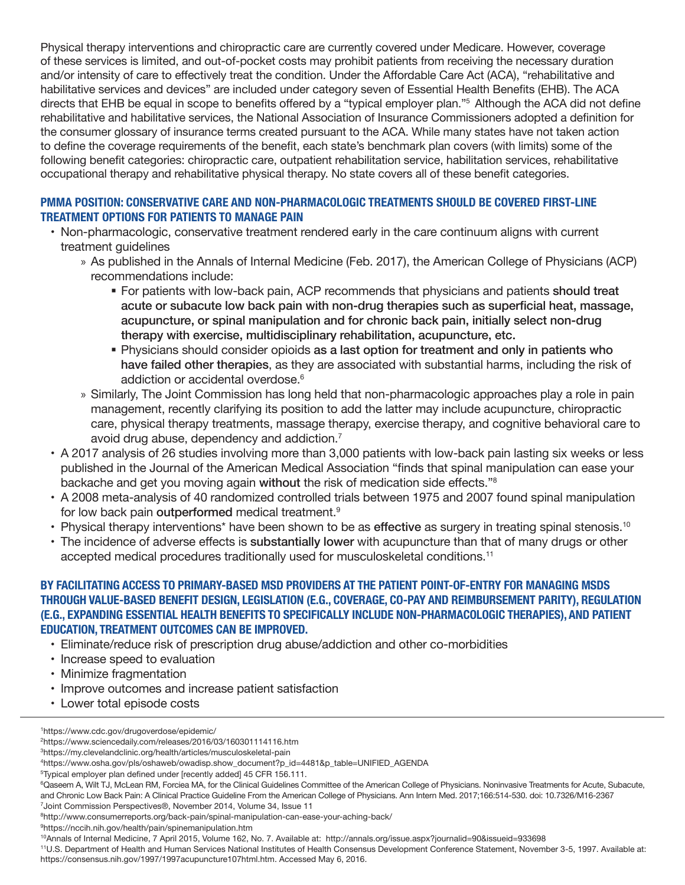Physical therapy interventions and chiropractic care are currently covered under Medicare. However, coverage of these services is limited, and out-of-pocket costs may prohibit patients from receiving the necessary duration and/or intensity of care to effectively treat the condition. Under the Affordable Care Act (ACA), "rehabilitative and habilitative services and devices" are included under category seven of Essential Health Benefits (EHB). The ACA directs that EHB be equal in scope to benefits offered by a "typical employer plan."[5] Although the ACA did not define rehabilitative and habilitative services, the National Association of Insurance Commissioners adopted a definition for the consumer glossary of insurance terms created pursuant to the ACA. While many states have not taken action to define the coverage requirements of the benefit, each state's benchmark plan covers (with limits) some of the following benefit categories: chiropractic care, outpatient rehabilitation service, habilitation services, rehabilitative occupational therapy and rehabilitative physical therapy. No state covers all of these benefit categories.

## PMMA POSITION: CONSERVATIVE CARE AND NON-PHARMACOLOGIC TREATMENTS SHOULD BE COVERED FIRST-LINE TREATMENT OPTIONS FOR PATIENTS TO MANAGE PAIN

- Non-pharmacologic, conservative treatment rendered early in the care continuum aligns with current treatment guidelines
  - As published in the Annals of Internal Medicine (Feb. 2017), the American College of Physicians (ACP) recommendations include:
    - For patients with low-back pain, ACP recommends that physicians and patients **should treat acute or subacute low back pain with non-drug therapies such as superficial heat, massage, acupuncture, or spinal manipulation and for chronic back pain, initially select non-drug therapy with exercise, multidisciplinary rehabilitation, acupuncture, etc.**
    - Physicians should consider opioids **as a last option for treatment and only in patients who have failed other therapies**, as they are associated with substantial harms, including the risk of addiction or accidental overdose.[6]
  - Similarly, The Joint Commission has long held that non-pharmacologic approaches play a role in pain management, recently clarifying its position to add the latter may include acupuncture, chiropractic care, physical therapy treatments, massage therapy, exercise therapy, and cognitive behavioral care to avoid drug abuse, dependency and addiction.[7]
- A 2017 analysis of 26 studies involving more than 3,000 patients with low-back pain lasting six weeks or less published in the Journal of the American Medical Association "finds that spinal manipulation can ease your backache and get you moving again **without** the risk of medication side effects."[8]
- A 2008 meta-analysis of 40 randomized controlled trials between 1975 and 2007 found spinal manipulation for low back pain **outperformed** medical treatment.[9]
- Physical therapy interventions* have been shown to be as **effective** as surgery in treating spinal stenosis.[10]
- The incidence of adverse effects is **substantially lower** with acupuncture than that of many drugs or other accepted medical procedures traditionally used for musculoskeletal conditions.[11]

## BY FACILITATING ACCESS TO PRIMARY-BASED MSD PROVIDERS AT THE PATIENT POINT-OF-ENTRY FOR MANAGING MSDS THROUGH VALUE-BASED BENEFIT DESIGN, LEGISLATION (E.G., COVERAGE, CO-PAY AND REIMBURSEMENT PARITY), REGULATION (E.G., EXPANDING ESSENTIAL HEALTH BENEFITS TO SPECIFICALLY INCLUDE NON-PHARMACOLOGIC THERAPIES), AND PATIENT EDUCATION, TREATMENT OUTCOMES CAN BE IMPROVED.

- Eliminate/reduce risk of prescription drug abuse/addiction and other co-morbidities
- Increase speed to evaluation
- Minimize fragmentation
- Improve outcomes and increase patient satisfaction
- Lower total episode costs

---

[1] https://www.cdc.gov/drugoverdose/epidemic/

[2] https://www.sciencedaily.com/releases/2016/03/160301114116.htm

[3] https://my.clevelandclinic.org/health/articles/musculoskeletal-pain

[4] https://www.osha.gov/pls/oshaweb/owadisp.show_document?p_id=4481&p_table=UNIFIED_AGENDA

[5] Typical employer plan defined under [recently added] 45 CFR 156.111.

[6] Qaseem A, Wilt TJ, McLean RM, Forciea MA, for the Clinical Guidelines Committee of the American College of Physicians. Noninvasive Treatments for Acute, Subacute, and Chronic Low Back Pain: A Clinical Practice Guideline From the American College of Physicians. Ann Intern Med. 2017;166:514-530. doi: 10.7326/M16-2367

[7] Joint Commission Perspectives®, November 2014, Volume 34, Issue 11

[8] http://www.consumerreports.org/back-pain/spinal-manipulation-can-ease-your-aching-back/

[9] https://nccih.nih.gov/health/pain/spinemanipulation.htm

[10] Annals of Internal Medicine, 7 April 2015, Volume 162, No. 7. Available at: http://annals.org/issue.aspx?journalid=90&issueid=933698

[11] U.S. Department of Health and Human Services National Institutes of Health Consensus Development Conference Statement, November 3-5, 1997. Available at: https://consensus.nih.gov/1997/1997acupuncture107html.htm. Accessed May 6, 2016.